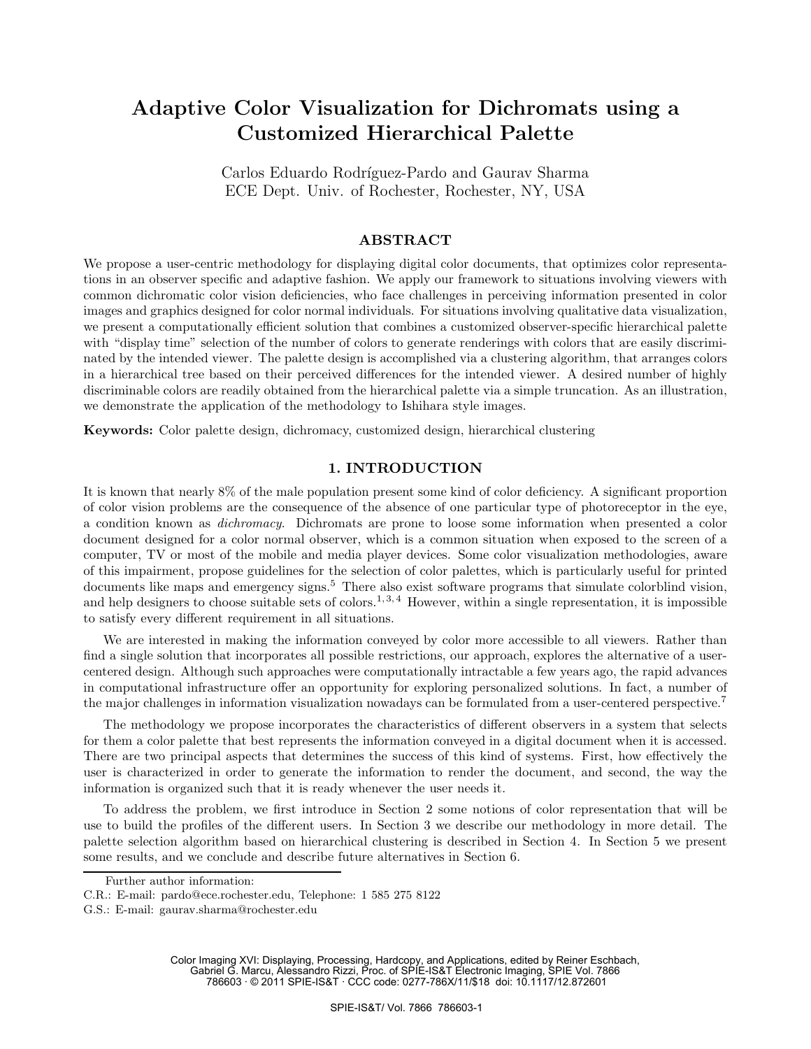# Adaptive Color Visualization for Dichromats using a Customized Hierarchical Palette

Carlos Eduardo Rodríguez-Pardo and Gaurav Sharma
ECE Dept. Univ. of Rochester, Rochester, NY, USA

## ABSTRACT

We propose a user-centric methodology for displaying digital color documents, that optimizes color representations in an observer specific and adaptive fashion. We apply our framework to situations involving viewers with common dichromatic color vision deficiencies, who face challenges in perceiving information presented in color images and graphics designed for color normal individuals. For situations involving qualitative data visualization, we present a computationally efficient solution that combines a customized observer-specific hierarchical palette with "display time" selection of the number of colors to generate renderings with colors that are easily discriminated by the intended viewer. The palette design is accomplished via a clustering algorithm, that arranges colors in a hierarchical tree based on their perceived differences for the intended viewer. A desired number of highly discriminable colors are readily obtained from the hierarchical palette via a simple truncation. As an illustration, we demonstrate the application of the methodology to Ishihara style images.

**Keywords:** Color palette design, dichromacy, customized design, hierarchical clustering

## 1. INTRODUCTION

It is known that nearly 8% of the male population present some kind of color deficiency. A significant proportion of color vision problems are the consequence of the absence of one particular type of photoreceptor in the eye, a condition known as *dichromacy*. Dichromats are prone to loose some information when presented a color document designed for a color normal observer, which is a common situation when exposed to the screen of a computer, TV or most of the mobile and media player devices. Some color visualization methodologies, aware of this impairment, propose guidelines for the selection of color palettes, which is particularly useful for printed documents like maps and emergency signs.[5] There also exist software programs that simulate colorblind vision, and help designers to choose suitable sets of colors.[1,3,4] However, within a single representation, it is impossible to satisfy every different requirement in all situations.

We are interested in making the information conveyed by color more accessible to all viewers. Rather than find a single solution that incorporates all possible restrictions, our approach, explores the alternative of a user-centered design. Although such approaches were computationally intractable a few years ago, the rapid advances in computational infrastructure offer an opportunity for exploring personalized solutions. In fact, a number of the major challenges in information visualization nowadays can be formulated from a user-centered perspective.[7]

The methodology we propose incorporates the characteristics of different observers in a system that selects for them a color palette that best represents the information conveyed in a digital document when it is accessed. There are two principal aspects that determines the success of this kind of systems. First, how effectively the user is characterized in order to generate the information to render the document, and second, the way the information is organized such that it is ready whenever the user needs it.

To address the problem, we first introduce in Section 2 some notions of color representation that will be use to build the profiles of the different users. In Section 3 we describe our methodology in more detail. The palette selection algorithm based on hierarchical clustering is described in Section 4. In Section 5 we present some results, and we conclude and describe future alternatives in Section 6.

---

Further author information:
C.R.: E-mail: pardo@ece.rochester.edu, Telephone: 1 585 275 8122
G.S.: E-mail: gaurav.sharma@rochester.edu

Color Imaging XVI: Displaying, Processing, Hardcopy, and Applications, edited by Reiner Eschbach, Gabriel G. Marcu, Alessandro Rizzi, Proc. of SPIE-IS&T Electronic Imaging, SPIE Vol. 7866 786603 · © 2011 SPIE-IS&T · CCC code: 0277-786X/11/$18 doi: 10.1117/12.872601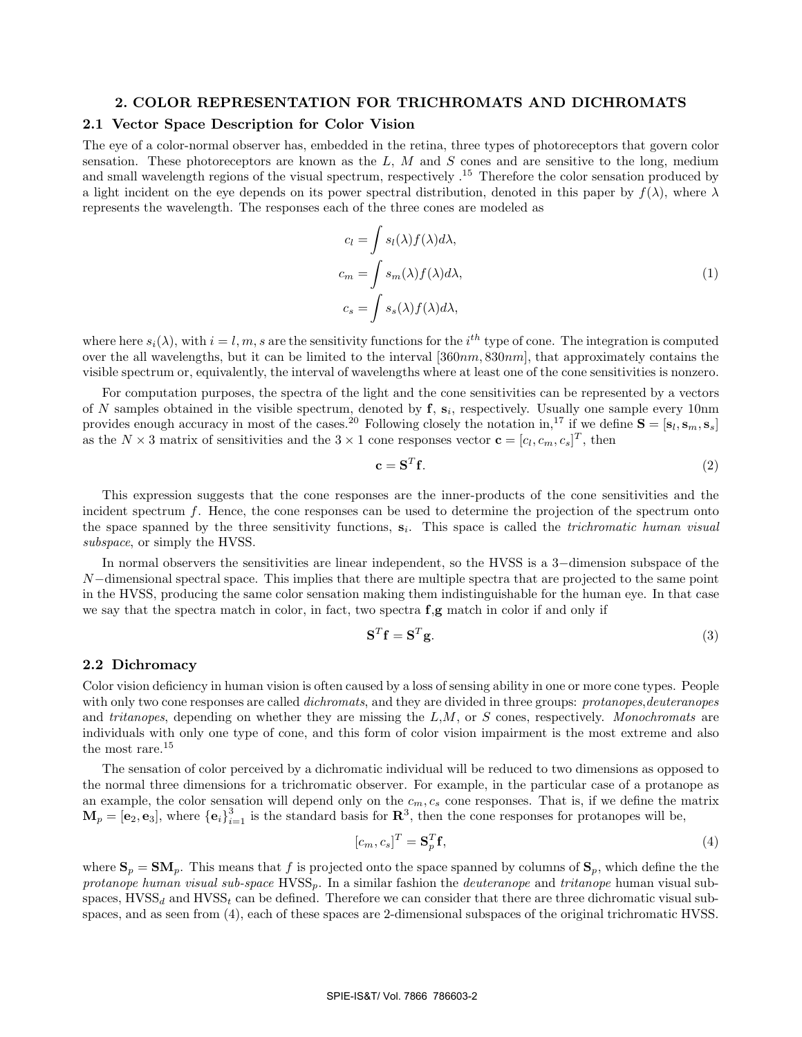## 2. COLOR REPRESENTATION FOR TRICHROMATS AND DICHROMATS

### 2.1 Vector Space Description for Color Vision

The eye of a color-normal observer has, embedded in the retina, three types of photoreceptors that govern color sensation. These photoreceptors are known as the $L$, $M$ and $S$ cones and are sensitive to the long, medium and small wavelength regions of the visual spectrum, respectively .[15] Therefore the color sensation produced by a light incident on the eye depends on its power spectral distribution, denoted in this paper by $f(\lambda)$, where $\lambda$ represents the wavelength. The responses each of the three cones are modeled as

$$
\begin{aligned}
c_l &= \int s_l(\lambda) f(\lambda) d\lambda, \\
c_m &= \int s_m(\lambda) f(\lambda) d\lambda, \\
c_s &= \int s_s(\lambda) f(\lambda) d\lambda,
\end{aligned} \tag{1}
$$

where here $s_i(\lambda)$, with $i = l, m, s$ are the sensitivity functions for the $i^{th}$ type of cone. The integration is computed over the all wavelengths, but it can be limited to the interval $[360nm, 830nm]$, that approximately contains the visible spectrum or, equivalently, the interval of wavelengths where at least one of the cone sensitivities is nonzero.

For computation purposes, the spectra of the light and the cone sensitivities can be represented by a vectors of $N$ samples obtained in the visible spectrum, denoted by $\mathbf{f}$, $\mathbf{s}_i$, respectively. Usually one sample every 10nm provides enough accuracy in most of the cases.[20] Following closely the notation in,[17] if we define $\mathbf{S} = [\mathbf{s}_l, \mathbf{s}_m, \mathbf{s}_s]$ as the $N \times 3$ matrix of sensitivities and the $3 \times 1$ cone responses vector $\mathbf{c} = [c_l, c_m, c_s]^T$, then

$$
\mathbf{c} = \mathbf{S}^T \mathbf{f}. \tag{2}
$$

This expression suggests that the cone responses are the inner-products of the cone sensitivities and the incident spectrum $f$. Hence, the cone responses can be used to determine the projection of the spectrum onto the space spanned by the three sensitivity functions, $\mathbf{s}_i$. This space is called the *trichromatic human visual subspace*, or simply the HVSS.

In normal observers the sensitivities are linear independent, so the HVSS is a $3-$dimension subspace of the $N-$dimensional spectral space. This implies that there are multiple spectra that are projected to the same point in the HVSS, producing the same color sensation making them indistinguishable for the human eye. In that case we say that the spectra match in color, in fact, two spectra $\mathbf{f}$,$\mathbf{g}$ match in color if and only if

$$
\mathbf{S}^T \mathbf{f} = \mathbf{S}^T \mathbf{g}. \tag{3}
$$

### 2.2 Dichromacy

Color vision deficiency in human vision is often caused by a loss of sensing ability in one or more cone types. People with only two cone responses are called *dichromats*, and they are divided in three groups: *protanopes*,*deuteranopes* and *tritanopes*, depending on whether they are missing the $L$,$M$, or $S$ cones, respectively. *Monochromats* are individuals with only one type of cone, and this form of color vision impairment is the most extreme and also the most rare.[15]

The sensation of color perceived by a dichromatic individual will be reduced to two dimensions as opposed to the normal three dimensions for a trichromatic observer. For example, in the particular case of a protanope as an example, the color sensation will depend only on the $c_m, c_s$ cone responses. That is, if we define the matrix $\mathbf{M}_p = [\mathbf{e}_2, \mathbf{e}_3]$, where $\{\mathbf{e}_i\}_{i=1}^3$ is the standard basis for $\mathbf{R}^3$, then the cone responses for protanopes will be,

$$
[c_m, c_s]^T = \mathbf{S}_p^T \mathbf{f}, \tag{4}
$$

where $\mathbf{S}_p = \mathbf{S}\mathbf{M}_p$. This means that $f$ is projected onto the space spanned by columns of $\mathbf{S}_p$, which define the the *protanope human visual sub-space* $\text{HVSS}_p$. In a similar fashion the *deuteranope* and *tritanope* human visual subspaces, $\text{HVSS}_d$ and $\text{HVSS}_t$ can be defined. Therefore we can consider that there are three dichromatic visual subspaces, and as seen from (4), each of these spaces are 2-dimensional subspaces of the original trichromatic HVSS.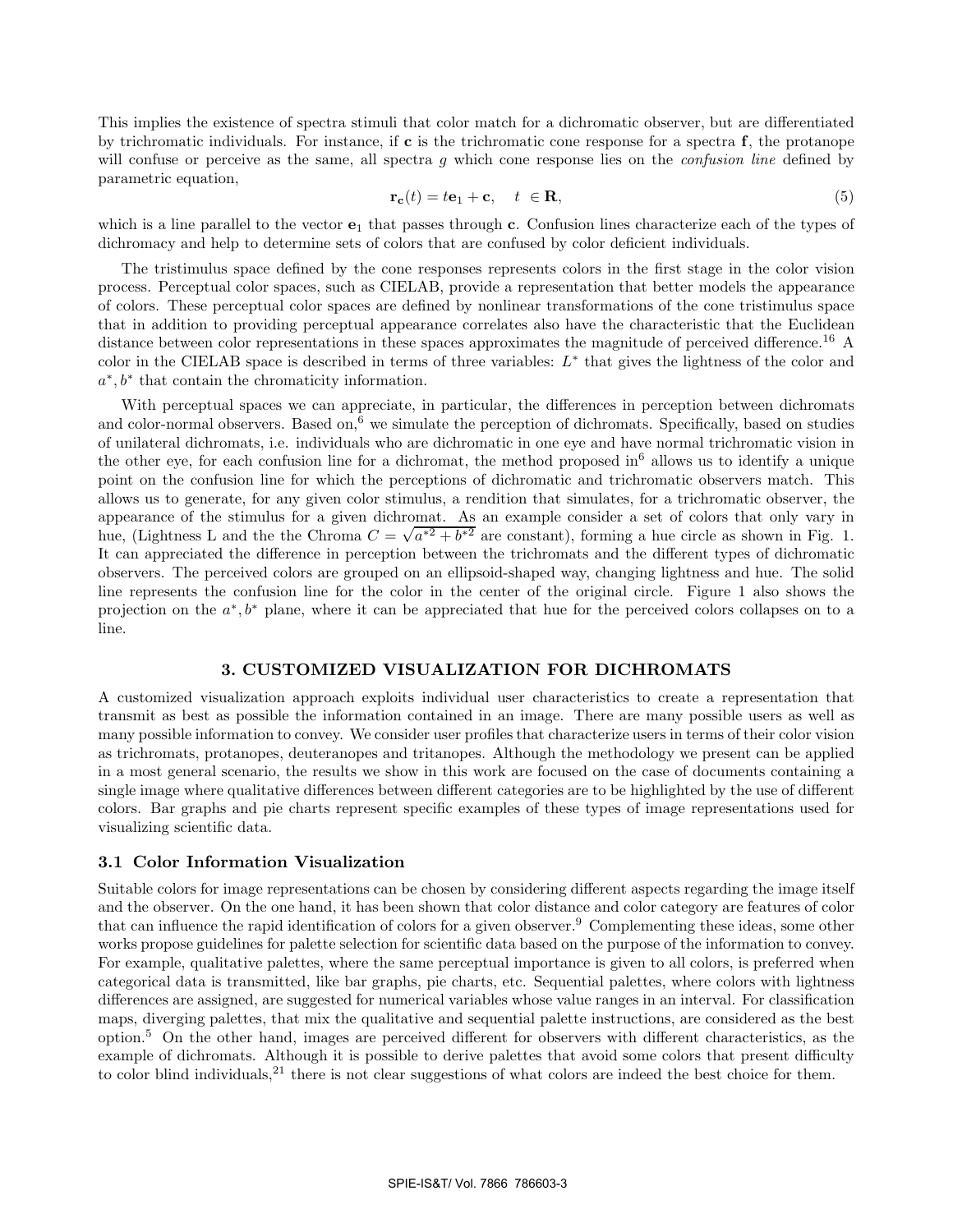This implies the existence of spectra stimuli that color match for a dichromatic observer, but are differentiated by trichromatic individuals. For instance, if $\mathbf{c}$ is the trichromatic cone response for a spectra $\mathbf{f}$, the protanope will confuse or perceive as the same, all spectra $g$ which cone response lies on the *confusion line* defined by parametric equation,

$$\mathbf{r_c}(t) = t\mathbf{e}_1 + \mathbf{c}, \quad t \in \mathbf{R}, \tag{5}$$

which is a line parallel to the vector $\mathbf{e}_1$ that passes through $\mathbf{c}$. Confusion lines characterize each of the types of dichromacy and help to determine sets of colors that are confused by color deficient individuals.

The tristimulus space defined by the cone responses represents colors in the first stage in the color vision process. Perceptual color spaces, such as CIELAB, provide a representation that better models the appearance of colors. These perceptual color spaces are defined by nonlinear transformations of the cone tristimulus space that in addition to providing perceptual appearance correlates also have the characteristic that the Euclidean distance between color representations in these spaces approximates the magnitude of perceived difference.[16] A color in the CIELAB space is described in terms of three variables: $L^*$ that gives the lightness of the color and $a^*, b^*$ that contain the chromaticity information.

With perceptual spaces we can appreciate, in particular, the differences in perception between dichromats and color-normal observers. Based on,[6] we simulate the perception of dichromats. Specifically, based on studies of unilateral dichromats, i.e. individuals who are dichromatic in one eye and have normal trichromatic vision in the other eye, for each confusion line for a dichromat, the method proposed in[6] allows us to identify a unique point on the confusion line for which the perceptions of dichromatic and trichromatic observers match. This allows us to generate, for any given color stimulus, a rendition that simulates, for a trichromatic observer, the appearance of the stimulus for a given dichromat. As an example consider a set of colors that only vary in hue, (Lightness L and the the Chroma $C = \sqrt{a^{*2} + b^{*2}}$ are constant), forming a hue circle as shown in Fig. 1. It can appreciated the difference in perception between the trichromats and the different types of dichromatic observers. The perceived colors are grouped on an ellipsoid-shaped way, changing lightness and hue. The solid line represents the confusion line for the color in the center of the original circle. Figure 1 also shows the projection on the $a^*, b^*$ plane, where it can be appreciated that hue for the perceived colors collapses on to a line.

## 3. CUSTOMIZED VISUALIZATION FOR DICHROMATS

A customized visualization approach exploits individual user characteristics to create a representation that transmit as best as possible the information contained in an image. There are many possible users as well as many possible information to convey. We consider user profiles that characterize users in terms of their color vision as trichromats, protanopes, deuteranopes and tritanopes. Although the methodology we present can be applied in a most general scenario, the results we show in this work are focused on the case of documents containing a single image where qualitative differences between different categories are to be highlighted by the use of different colors. Bar graphs and pie charts represent specific examples of these types of image representations used for visualizing scientific data.

### 3.1 Color Information Visualization

Suitable colors for image representations can be chosen by considering different aspects regarding the image itself and the observer. On the one hand, it has been shown that color distance and color category are features of color that can influence the rapid identification of colors for a given observer.[9] Complementing these ideas, some other works propose guidelines for palette selection for scientific data based on the purpose of the information to convey. For example, qualitative palettes, where the same perceptual importance is given to all colors, is preferred when categorical data is transmitted, like bar graphs, pie charts, etc. Sequential palettes, where colors with lightness differences are assigned, are suggested for numerical variables whose value ranges in an interval. For classification maps, diverging palettes, that mix the qualitative and sequential palette instructions, are considered as the best option.[5] On the other hand, images are perceived different for observers with different characteristics, as the example of dichromats. Although it is possible to derive palettes that avoid some colors that present difficulty to color blind individuals,[21] there is not clear suggestions of what colors are indeed the best choice for them.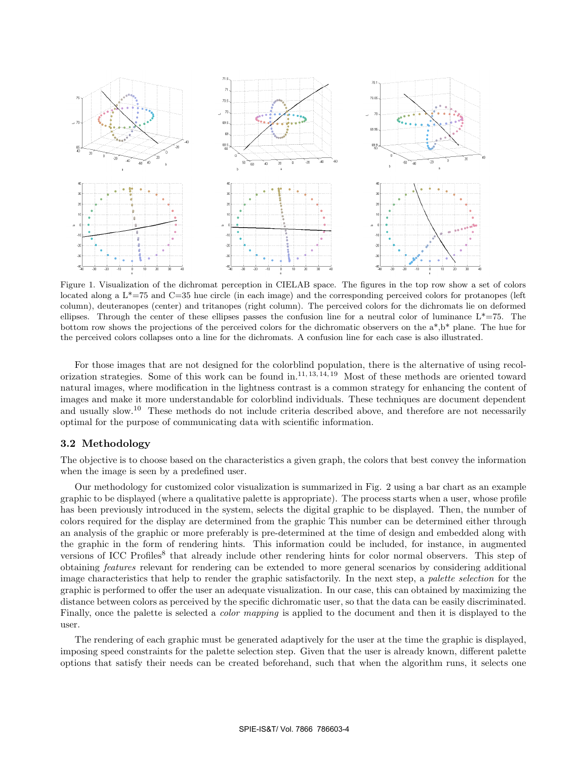Figure 1. Visualization of the dichromat perception in CIELAB space. The figures in the top row show a set of colors located along a L*=75 and C=35 hue circle (in each image) and the corresponding perceived colors for protanopes (left column), deuteranopes (center) and tritanopes (right column). The perceived colors for the dichromats lie on deformed ellipses. Through the center of these ellipses passes the confusion line for a neutral color of luminance L*=75. The bottom row shows the projections of the perceived colors for the dichromatic observers on the a*,b* plane. The hue for the perceived colors collapses onto a line for the dichromats. A confusion line for each case is also illustrated.

For those images that are not designed for the colorblind population, there is the alternative of using recolorization strategies. Some of this work can be found in.[11,13,14,19] Most of these methods are oriented toward natural images, where modification in the lightness contrast is a common strategy for enhancing the content of images and make it more understandable for colorblind individuals. These techniques are document dependent and usually slow.[10] These methods do not include criteria described above, and therefore are not necessarily optimal for the purpose of communicating data with scientific information.

### 3.2 Methodology

The objective is to choose based on the characteristics a given graph, the colors that best convey the information when the image is seen by a predefined user.

Our methodology for customized color visualization is summarized in Fig. 2 using a bar chart as an example graphic to be displayed (where a qualitative palette is appropriate). The process starts when a user, whose profile has been previously introduced in the system, selects the digital graphic to be displayed. Then, the number of colors required for the display are determined from the graphic This number can be determined either through an analysis of the graphic or more preferably is pre-determined at the time of design and embedded along with the graphic in the form of rendering hints. This information could be included, for instance, in augmented versions of ICC Profiles[8] that already include other rendering hints for color normal observers. This step of obtaining *features* relevant for rendering can be extended to more general scenarios by considering additional image characteristics that help to render the graphic satisfactorily. In the next step, a *palette selection* for the graphic is performed to offer the user an adequate visualization. In our case, this can obtained by maximizing the distance between colors as perceived by the specific dichromatic user, so that the data can be easily discriminated. Finally, once the palette is selected a *color mapping* is applied to the document and then it is displayed to the user.

The rendering of each graphic must be generated adaptively for the user at the time the graphic is displayed, imposing speed constraints for the palette selection step. Given that the user is already known, different palette options that satisfy their needs can be created beforehand, such that when the algorithm runs, it selects one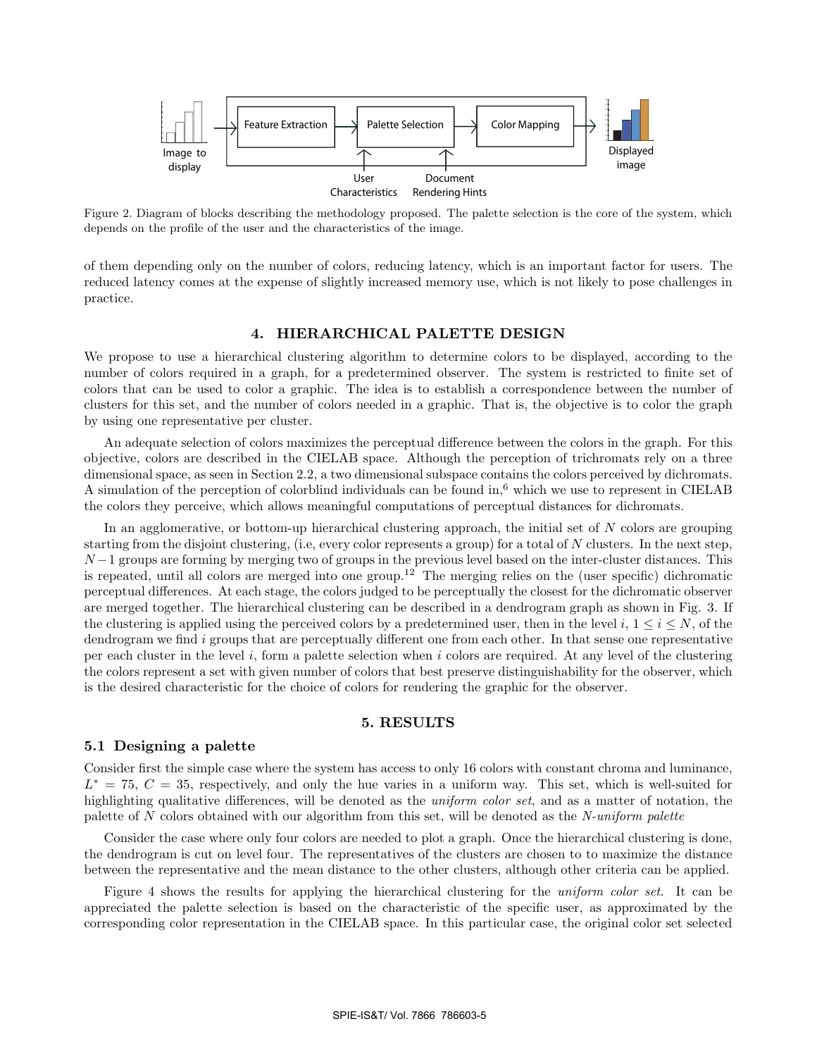Figure 2. Diagram of blocks describing the methodology proposed. The palette selection is the core of the system, which depends on the profile of the user and the characteristics of the image.

of them depending only on the number of colors, reducing latency, which is an important factor for users. The reduced latency comes at the expense of slightly increased memory use, which is not likely to pose challenges in practice.

## 4. HIERARCHICAL PALETTE DESIGN

We propose to use a hierarchical clustering algorithm to determine colors to be displayed, according to the number of colors required in a graph, for a predetermined observer. The system is restricted to finite set of colors that can be used to color a graphic. The idea is to establish a correspondence between the number of clusters for this set, and the number of colors needed in a graphic. That is, the objective is to color the graph by using one representative per cluster.

An adequate selection of colors maximizes the perceptual difference between the colors in the graph. For this objective, colors are described in the CIELAB space. Although the perception of trichromats rely on a three dimensional space, as seen in Section 2.2, a two dimensional subspace contains the colors perceived by dichromats. A simulation of the perception of colorblind individuals can be found in,[6] which we use to represent in CIELAB the colors they perceive, which allows meaningful computations of perceptual distances for dichromats.

In an agglomerative, or bottom-up hierarchical clustering approach, the initial set of $N$ colors are grouping starting from the disjoint clustering, (i.e, every color represents a group) for a total of $N$ clusters. In the next step, $N-1$ groups are forming by merging two of groups in the previous level based on the inter-cluster distances. This is repeated, until all colors are merged into one group.[12] The merging relies on the (user specific) dichromatic perceptual differences. At each stage, the colors judged to be perceptually the closest for the dichromatic observer are merged together. The hierarchical clustering can be described in a dendrogram graph as shown in Fig. 3. If the clustering is applied using the perceived colors by a predetermined user, then in the level $i$, $1 \leq i \leq N$, of the dendrogram we find $i$ groups that are perceptually different one from each other. In that sense one representative per each cluster in the level $i$, form a palette selection when $i$ colors are required. At any level of the clustering the colors represent a set with given number of colors that best preserve distinguishability for the observer, which is the desired characteristic for the choice of colors for rendering the graphic for the observer.

## 5. RESULTS

### 5.1 Designing a palette

Consider first the simple case where the system has access to only 16 colors with constant chroma and luminance, $L^* = 75$, $C = 35$, respectively, and only the hue varies in a uniform way. This set, which is well-suited for highlighting qualitative differences, will be denoted as the *uniform color set*, and as a matter of notation, the palette of $N$ colors obtained with our algorithm from this set, will be denoted as the *N-uniform palette*

Consider the case where only four colors are needed to plot a graph. Once the hierarchical clustering is done, the dendrogram is cut on level four. The representatives of the clusters are chosen to to maximize the distance between the representative and the mean distance to the other clusters, although other criteria can be applied.

Figure 4 shows the results for applying the hierarchical clustering for the *uniform color set*. It can be appreciated the palette selection is based on the characteristic of the specific user, as approximated by the corresponding color representation in the CIELAB space. In this particular case, the original color set selected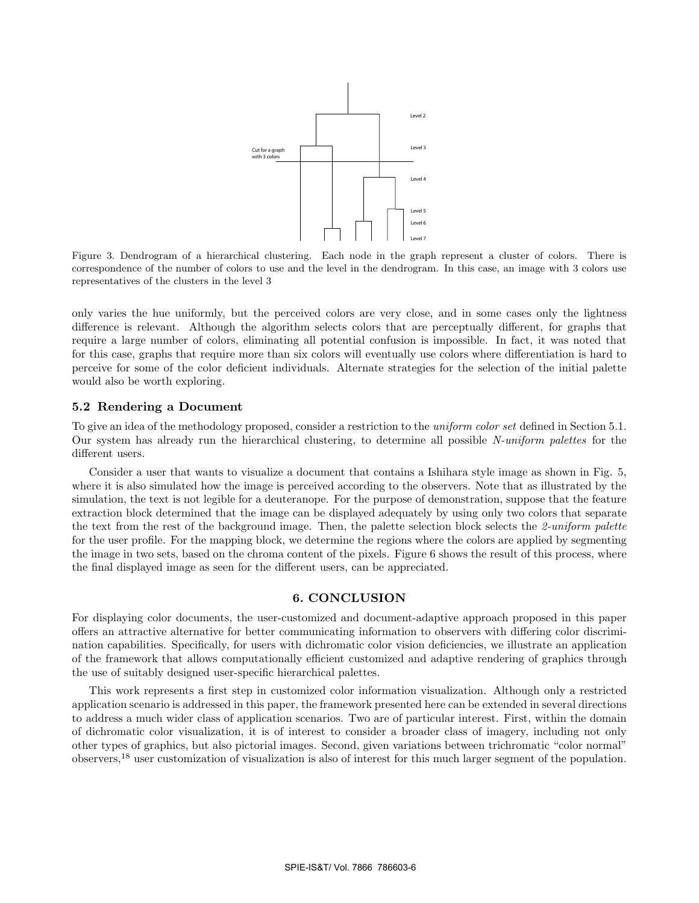Figure 3. Dendrogram of a hierarchical clustering. Each node in the graph represent a cluster of colors. There is correspondence of the number of colors to use and the level in the dendrogram. In this case, an image with 3 colors use representatives of the clusters in the level 3

only varies the hue uniformly, but the perceived colors are very close, and in some cases only the lightness difference is relevant. Although the algorithm selects colors that are perceptually different, for graphs that require a large number of colors, eliminating all potential confusion is impossible. In fact, it was noted that for this case, graphs that require more than six colors will eventually use colors where differentiation is hard to perceive for some of the color deficient individuals. Alternate strategies for the selection of the initial palette would also be worth exploring.

### 5.2 Rendering a Document

To give an idea of the methodology proposed, consider a restriction to the *uniform color set* defined in Section 5.1. Our system has already run the hierarchical clustering, to determine all possible *N-uniform palettes* for the different users.

Consider a user that wants to visualize a document that contains a Ishihara style image as shown in Fig. 5, where it is also simulated how the image is perceived according to the observers. Note that as illustrated by the simulation, the text is not legible for a deuteranope. For the purpose of demonstration, suppose that the feature extraction block determined that the image can be displayed adequately by using only two colors that separate the text from the rest of the background image. Then, the palette selection block selects the *2-uniform palette* for the user profile. For the mapping block, we determine the regions where the colors are applied by segmenting the image in two sets, based on the chroma content of the pixels. Figure 6 shows the result of this process, where the final displayed image as seen for the different users, can be appreciated.

## 6. CONCLUSION

For displaying color documents, the user-customized and document-adaptive approach proposed in this paper offers an attractive alternative for better communicating information to observers with differing color discrimination capabilities. Specifically, for users with dichromatic color vision deficiencies, we illustrate an application of the framework that allows computationally efficient customized and adaptive rendering of graphics through the use of suitably designed user-specific hierarchical palettes.

This work represents a first step in customized color information visualization. Although only a restricted application scenario is addressed in this paper, the framework presented here can be extended in several directions to address a much wider class of application scenarios. Two are of particular interest. First, within the domain of dichromatic color visualization, it is of interest to consider a broader class of imagery, including not only other types of graphics, but also pictorial images. Second, given variations between trichromatic "color normal" observers,[18] user customization of visualization is also of interest for this much larger segment of the population.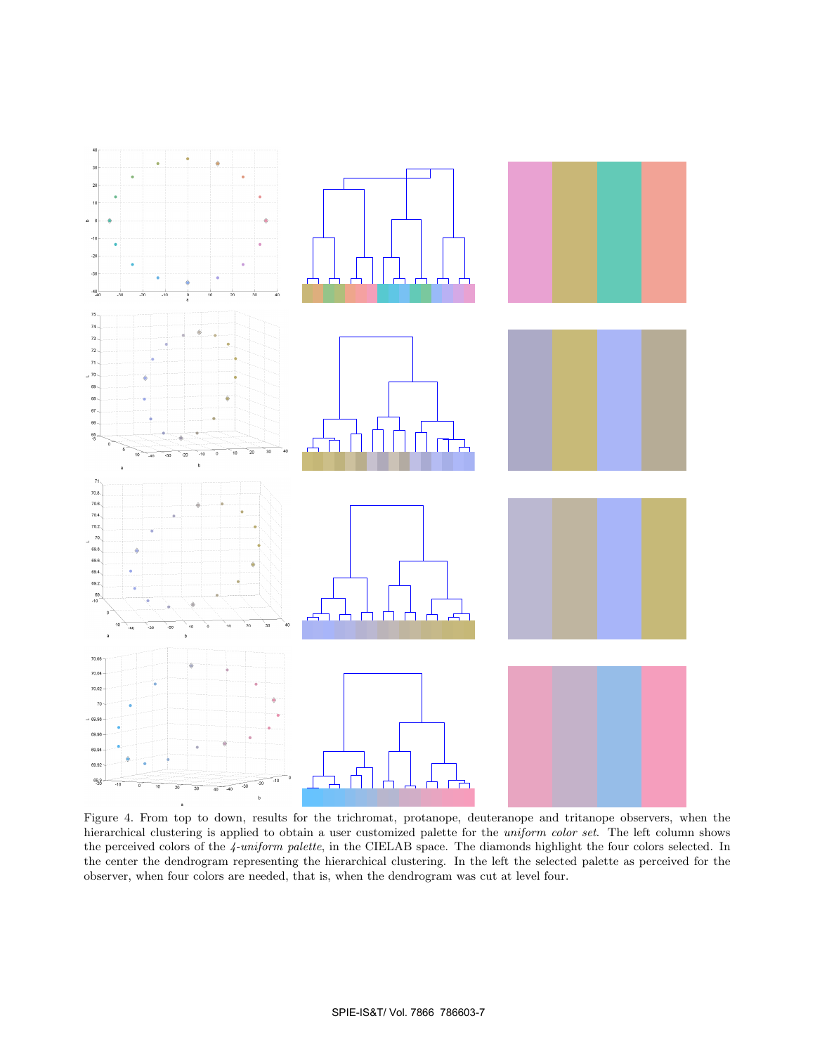Figure 4. From top to down, results for the trichromat, protanope, deuteranope and tritanope observers, when the hierarchical clustering is applied to obtain a user customized palette for the *uniform color set*. The left column shows the perceived colors of the *4-uniform palette*, in the CIELAB space. The diamonds highlight the four colors selected. In the center the dendrogram representing the hierarchical clustering. In the left the selected palette as perceived for the observer, when four colors are needed, that is, when the dendrogram was cut at level four.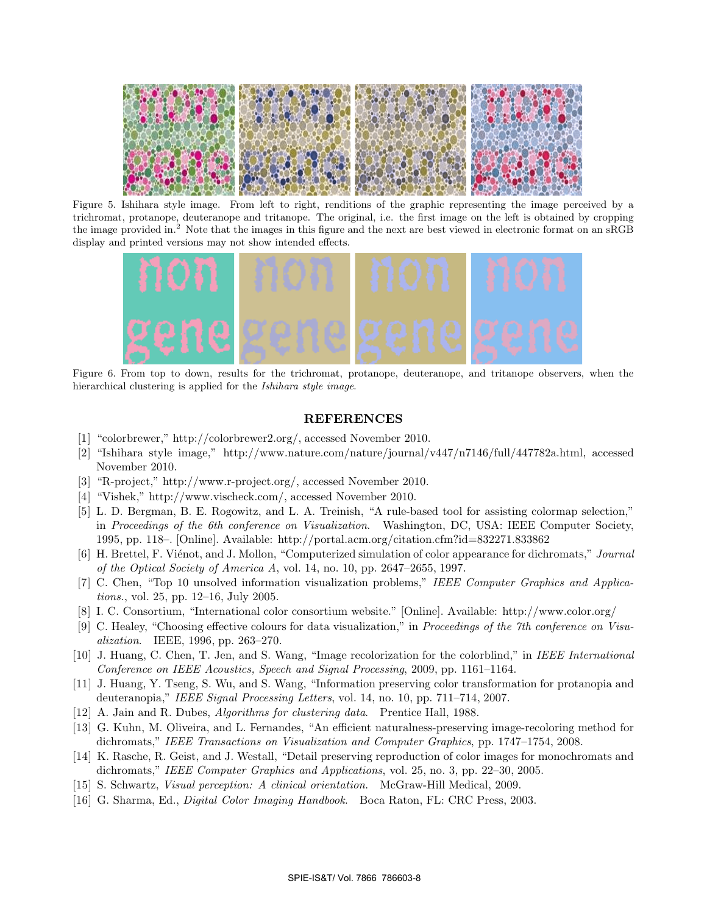Figure 5. Ishihara style image. From left to right, renditions of the graphic representing the image perceived by a trichromat, protanope, deuteranope and tritanope. The original, i.e. the first image on the left is obtained by cropping the image provided in.[2] Note that the images in this figure and the next are best viewed in electronic format on an sRGB display and printed versions may not show intended effects.

Figure 6. From top to down, results for the trichromat, protanope, deuteranope, and tritanope observers, when the hierarchical clustering is applied for the *Ishihara style image*.

## REFERENCES

[1] "colorbrewer," http://colorbrewer2.org/, accessed November 2010.

[2] "Ishihara style image," http://www.nature.com/nature/journal/v447/n7146/full/447782a.html, accessed November 2010.

[3] "R-project," http://www.r-project.org/, accessed November 2010.

[4] "Vishek," http://www.vischeck.com/, accessed November 2010.

[5] L. D. Bergman, B. E. Rogowitz, and L. A. Treinish, "A rule-based tool for assisting colormap selection," in *Proceedings of the 6th conference on Visualization*. Washington, DC, USA: IEEE Computer Society, 1995, pp. 118–. [Online]. Available: http://portal.acm.org/citation.cfm?id=832271.833862

[6] H. Brettel, F. Viénot, and J. Mollon, "Computerized simulation of color appearance for dichromats," *Journal of the Optical Society of America A*, vol. 14, no. 10, pp. 2647–2655, 1997.

[7] C. Chen, "Top 10 unsolved information visualization problems," *IEEE Computer Graphics and Applications.*, vol. 25, pp. 12–16, July 2005.

[8] I. C. Consortium, "International color consortium website." [Online]. Available: http://www.color.org/

[9] C. Healey, "Choosing effective colours for data visualization," in *Proceedings of the 7th conference on Visualization*. IEEE, 1996, pp. 263–270.

[10] J. Huang, C. Chen, T. Jen, and S. Wang, "Image recolorization for the colorblind," in *IEEE International Conference on IEEE Acoustics, Speech and Signal Processing*, 2009, pp. 1161–1164.

[11] J. Huang, Y. Tseng, S. Wu, and S. Wang, "Information preserving color transformation for protanopia and deuteranopia," *IEEE Signal Processing Letters*, vol. 14, no. 10, pp. 711–714, 2007.

[12] A. Jain and R. Dubes, *Algorithms for clustering data*. Prentice Hall, 1988.

[13] G. Kuhn, M. Oliveira, and L. Fernandes, "An efficient naturalness-preserving image-recoloring method for dichromats," *IEEE Transactions on Visualization and Computer Graphics*, pp. 1747–1754, 2008.

[14] K. Rasche, R. Geist, and J. Westall, "Detail preserving reproduction of color images for monochromats and dichromats," *IEEE Computer Graphics and Applications*, vol. 25, no. 3, pp. 22–30, 2005.

[15] S. Schwartz, *Visual perception: A clinical orientation*. McGraw-Hill Medical, 2009.

[16] G. Sharma, Ed., *Digital Color Imaging Handbook*. Boca Raton, FL: CRC Press, 2003.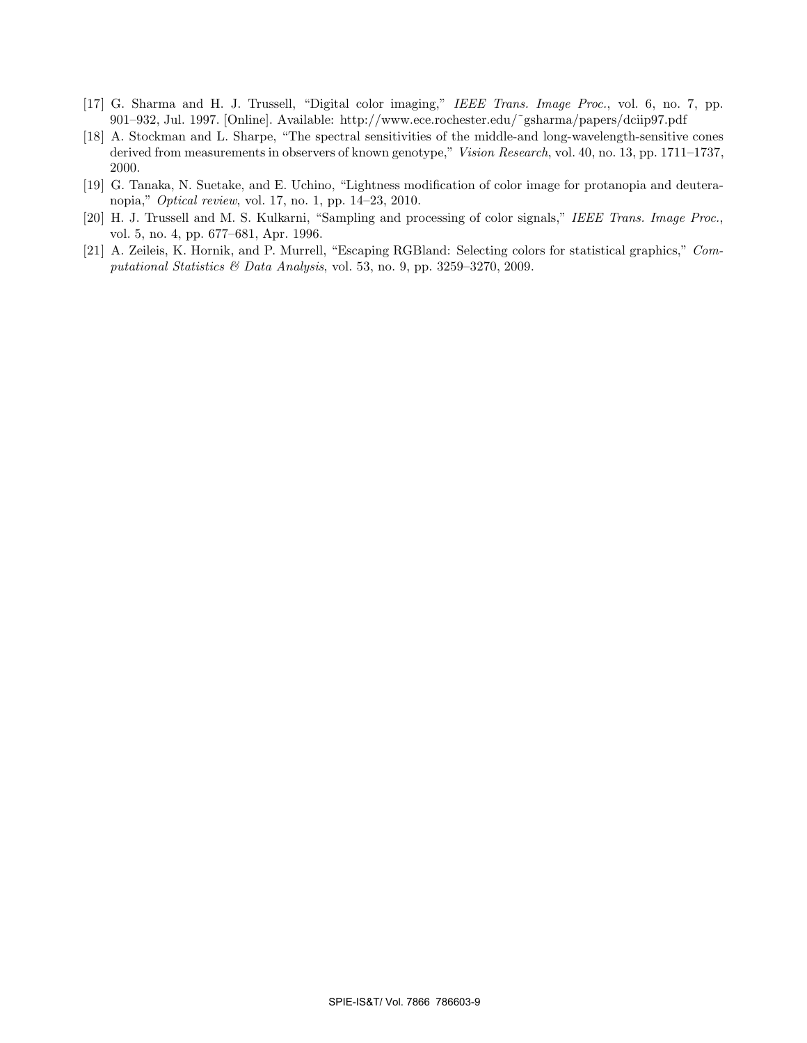[17] G. Sharma and H. J. Trussell, "Digital color imaging," *IEEE Trans. Image Proc.*, vol. 6, no. 7, pp. 901–932, Jul. 1997. [Online]. Available: http://www.ece.rochester.edu/~gsharma/papers/dciip97.pdf

[18] A. Stockman and L. Sharpe, "The spectral sensitivities of the middle-and long-wavelength-sensitive cones derived from measurements in observers of known genotype," *Vision Research*, vol. 40, no. 13, pp. 1711–1737, 2000.

[19] G. Tanaka, N. Suetake, and E. Uchino, "Lightness modification of color image for protanopia and deuteranopia," *Optical review*, vol. 17, no. 1, pp. 14–23, 2010.

[20] H. J. Trussell and M. S. Kulkarni, "Sampling and processing of color signals," *IEEE Trans. Image Proc.*, vol. 5, no. 4, pp. 677–681, Apr. 1996.

[21] A. Zeileis, K. Hornik, and P. Murrell, "Escaping RGBland: Selecting colors for statistical graphics," *Computational Statistics & Data Analysis*, vol. 53, no. 9, pp. 3259–3270, 2009.